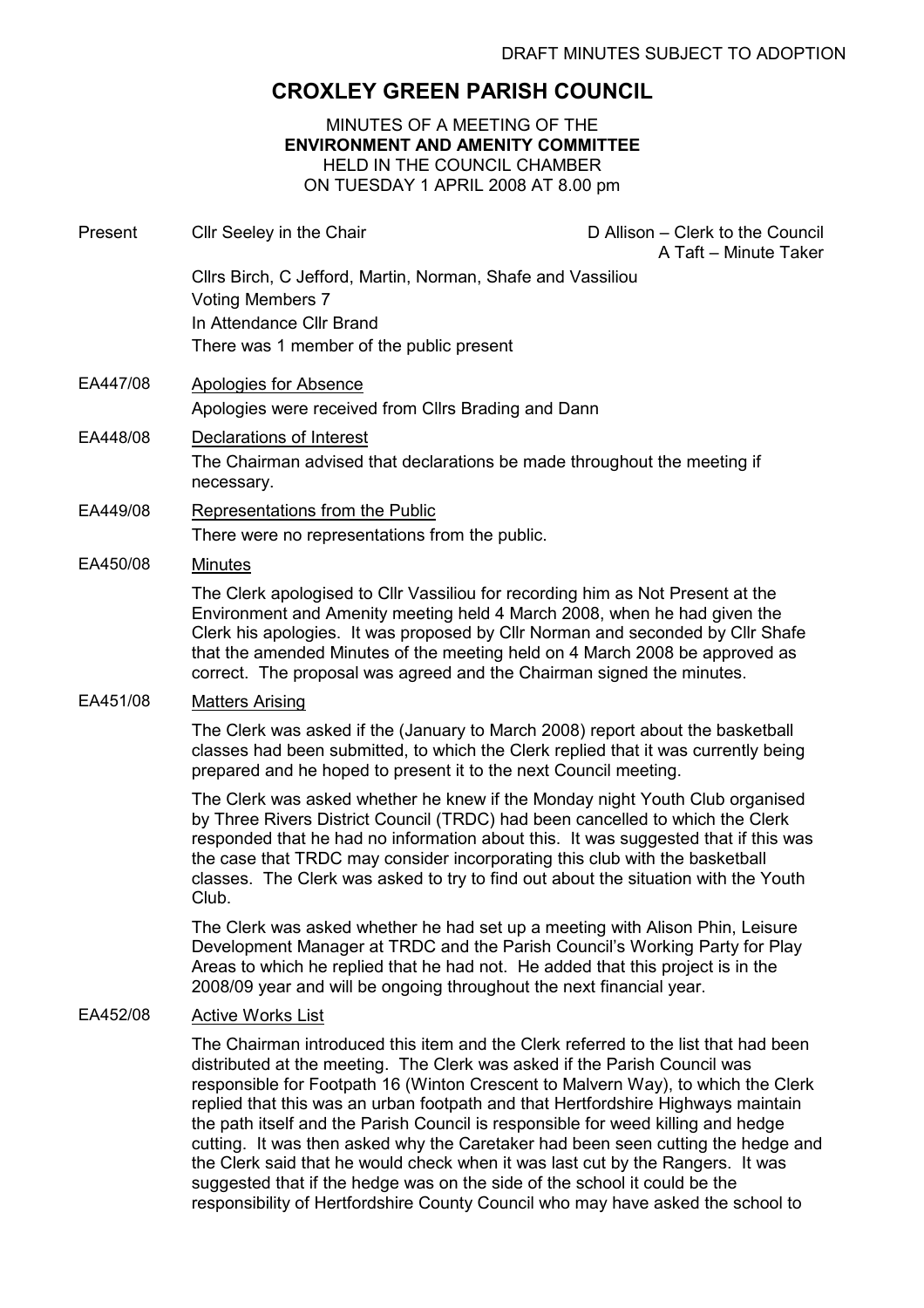DRAFT MINUTES SUBJECT TO ADOPTION

# CROXLEY GREEN PARISH COUNCIL

MINUTES OF A MEETING OF THE
**ENVIRONMENT AND AMENITY COMMITTEE**
HELD IN THE COUNCIL CHAMBER
ON TUESDAY 1 APRIL 2008 AT 8.00 pm

Present — Cllr Seeley in the Chair — D Allison – Clerk to the Council, A Taft – Minute Taker

Cllrs Birch, C Jefford, Martin, Norman, Shafe and Vassiliou
Voting Members 7
In Attendance Cllr Brand
There was 1 member of the public present

**EA447/08** Apologies for Absence

Apologies were received from Cllrs Brading and Dann

**EA448/08** Declarations of Interest

The Chairman advised that declarations be made throughout the meeting if necessary.

**EA449/08** Representations from the Public

There were no representations from the public.

**EA450/08** Minutes

The Clerk apologised to Cllr Vassiliou for recording him as Not Present at the Environment and Amenity meeting held 4 March 2008, when he had given the Clerk his apologies. It was proposed by Cllr Norman and seconded by Cllr Shafe that the amended Minutes of the meeting held on 4 March 2008 be approved as correct. The proposal was agreed and the Chairman signed the minutes.

**EA451/08** Matters Arising

The Clerk was asked if the (January to March 2008) report about the basketball classes had been submitted, to which the Clerk replied that it was currently being prepared and he hoped to present it to the next Council meeting.

The Clerk was asked whether he knew if the Monday night Youth Club organised by Three Rivers District Council (TRDC) had been cancelled to which the Clerk responded that he had no information about this. It was suggested that if this was the case that TRDC may consider incorporating this club with the basketball classes. The Clerk was asked to try to find out about the situation with the Youth Club.

The Clerk was asked whether he had set up a meeting with Alison Phin, Leisure Development Manager at TRDC and the Parish Council's Working Party for Play Areas to which he replied that he had not. He added that this project is in the 2008/09 year and will be ongoing throughout the next financial year.

**EA452/08** Active Works List

The Chairman introduced this item and the Clerk referred to the list that had been distributed at the meeting. The Clerk was asked if the Parish Council was responsible for Footpath 16 (Winton Crescent to Malvern Way), to which the Clerk replied that this was an urban footpath and that Hertfordshire Highways maintain the path itself and the Parish Council is responsible for weed killing and hedge cutting. It was then asked why the Caretaker had been seen cutting the hedge and the Clerk said that he would check when it was last cut by the Rangers. It was suggested that if the hedge was on the side of the school it could be the responsibility of Hertfordshire County Council who may have asked the school to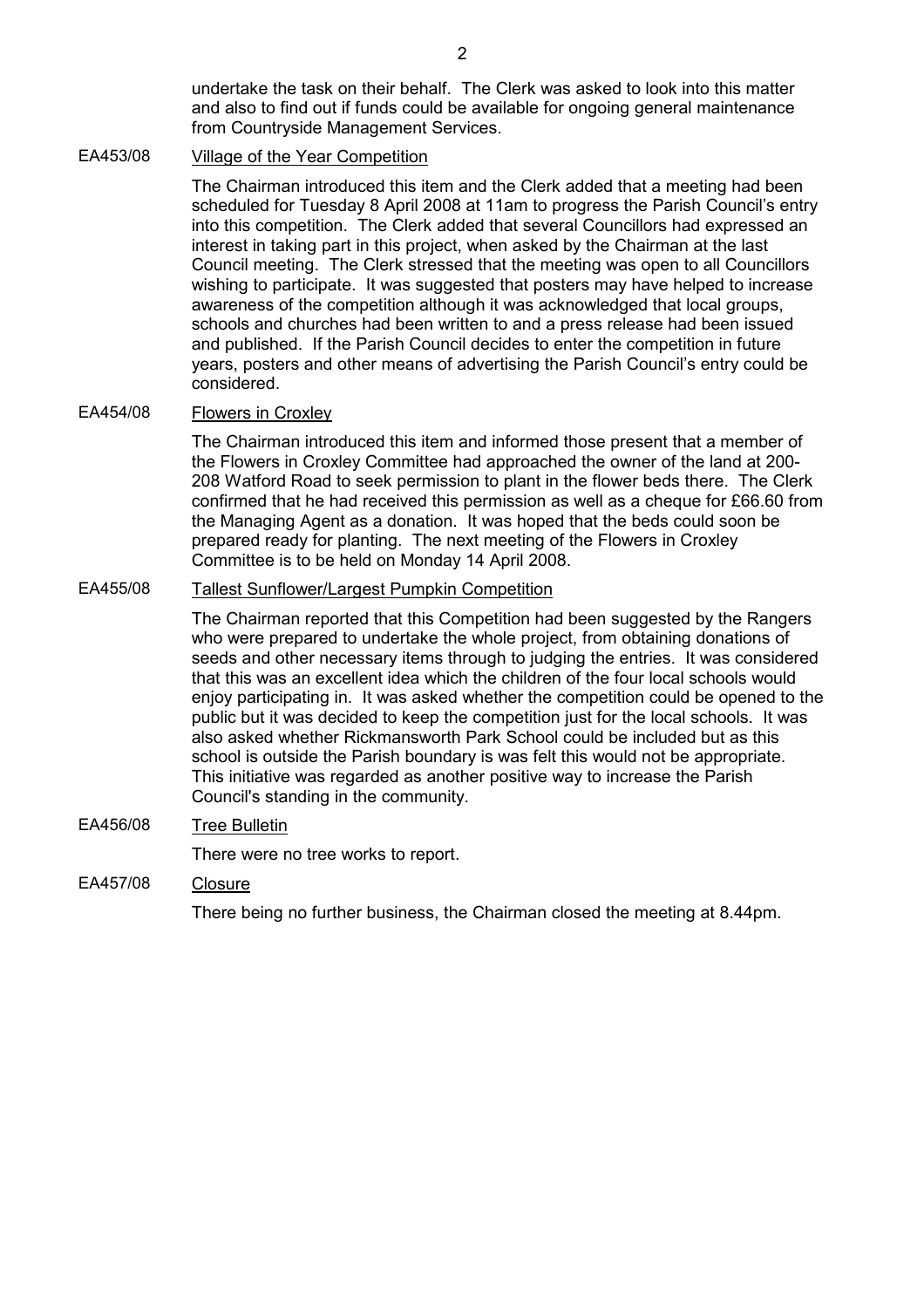undertake the task on their behalf. The Clerk was asked to look into this matter and also to find out if funds could be available for ongoing general maintenance from Countryside Management Services.

EA453/08 Village of the Year Competition

The Chairman introduced this item and the Clerk added that a meeting had been scheduled for Tuesday 8 April 2008 at 11am to progress the Parish Council's entry into this competition. The Clerk added that several Councillors had expressed an interest in taking part in this project, when asked by the Chairman at the last Council meeting. The Clerk stressed that the meeting was open to all Councillors wishing to participate. It was suggested that posters may have helped to increase awareness of the competition although it was acknowledged that local groups, schools and churches had been written to and a press release had been issued and published. If the Parish Council decides to enter the competition in future years, posters and other means of advertising the Parish Council's entry could be considered.

EA454/08 Flowers in Croxley

The Chairman introduced this item and informed those present that a member of the Flowers in Croxley Committee had approached the owner of the land at 200-208 Watford Road to seek permission to plant in the flower beds there. The Clerk confirmed that he had received this permission as well as a cheque for £66.60 from the Managing Agent as a donation. It was hoped that the beds could soon be prepared ready for planting. The next meeting of the Flowers in Croxley Committee is to be held on Monday 14 April 2008.

EA455/08 Tallest Sunflower/Largest Pumpkin Competition

The Chairman reported that this Competition had been suggested by the Rangers who were prepared to undertake the whole project, from obtaining donations of seeds and other necessary items through to judging the entries. It was considered that this was an excellent idea which the children of the four local schools would enjoy participating in. It was asked whether the competition could be opened to the public but it was decided to keep the competition just for the local schools. It was also asked whether Rickmansworth Park School could be included but as this school is outside the Parish boundary is was felt this would not be appropriate. This initiative was regarded as another positive way to increase the Parish Council's standing in the community.

EA456/08 Tree Bulletin

There were no tree works to report.

EA457/08 Closure

There being no further business, the Chairman closed the meeting at 8.44pm.